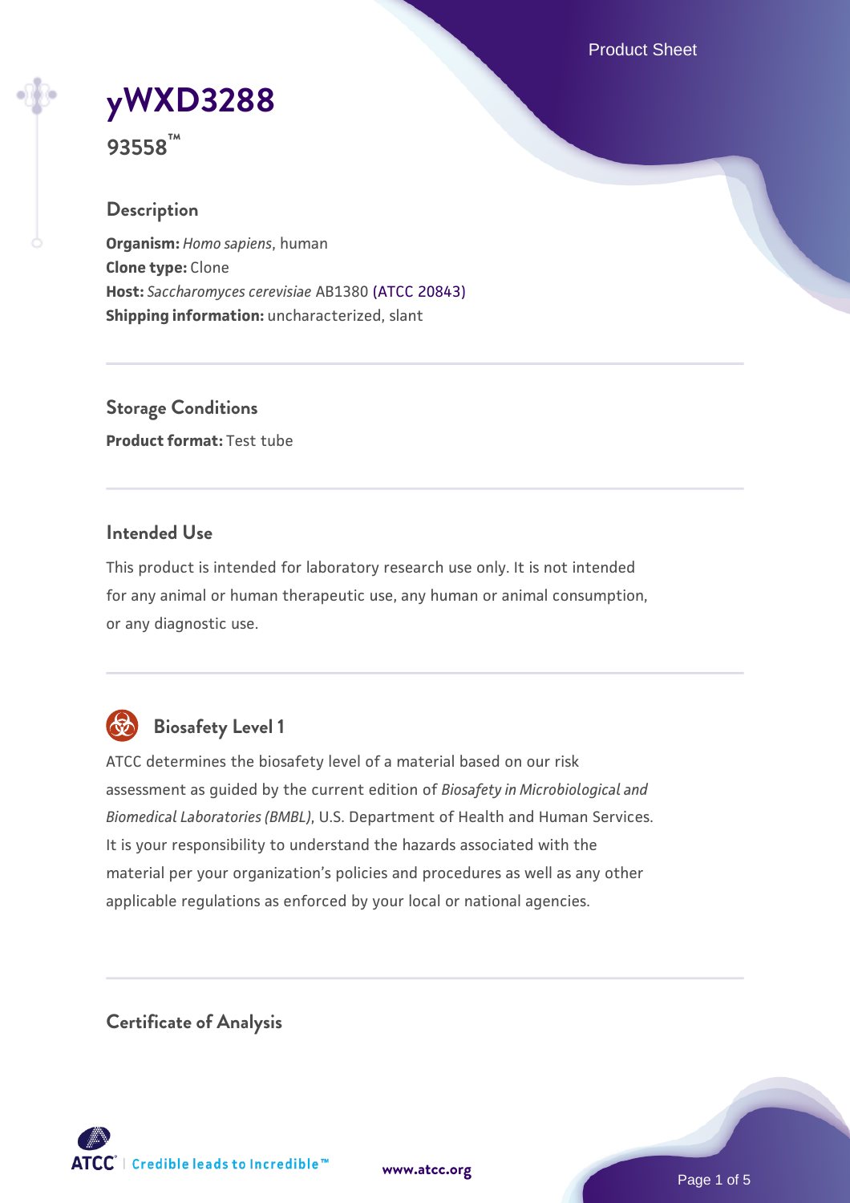# yWXD3288

**93558™**

## Description

**Organism:** *Homo sapiens*, human
**Clone type:** Clone
**Host:** *Saccharomyces cerevisiae* AB1380 (ATCC 20843)
**Shipping information:** uncharacterized, slant

## Storage Conditions

**Product format:** Test tube

## Intended Use

This product is intended for laboratory research use only. It is not intended for any animal or human therapeutic use, any human or animal consumption, or any diagnostic use.

## Biosafety Level 1

ATCC determines the biosafety level of a material based on our risk assessment as guided by the current edition of *Biosafety in Microbiological and Biomedical Laboratories (BMBL)*, U.S. Department of Health and Human Services. It is your responsibility to understand the hazards associated with the material per your organization's policies and procedures as well as any other applicable regulations as enforced by your local or national agencies.

## Certificate of Analysis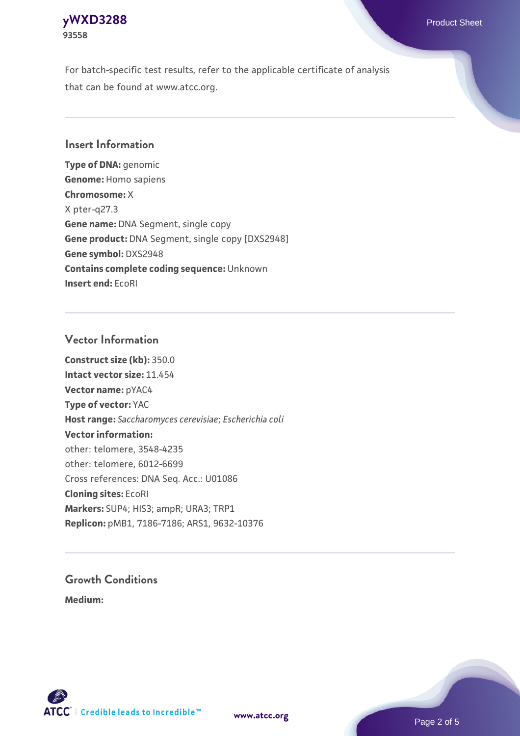For batch-specific test results, refer to the applicable certificate of analysis that can be found at www.atcc.org.

## Insert Information

**Type of DNA:** genomic
**Genome:** Homo sapiens
**Chromosome:** X
X pter-q27.3
**Gene name:** DNA Segment, single copy
**Gene product:** DNA Segment, single copy [DXS2948]
**Gene symbol:** DXS2948
**Contains complete coding sequence:** Unknown
**Insert end:** EcoRI

## Vector Information

**Construct size (kb):** 350.0
**Intact vector size:** 11.454
**Vector name:** pYAC4
**Type of vector:** YAC
**Host range:** *Saccharomyces cerevisiae*; *Escherichia coli*
**Vector information:**
other: telomere, 3548-4235
other: telomere, 6012-6699
Cross references: DNA Seq. Acc.: U01086
**Cloning sites:** EcoRI
**Markers:** SUP4; HIS3; ampR; URA3; TRP1
**Replicon:** pMB1, 7186-7186; ARS1, 9632-10376

## Growth Conditions

**Medium:**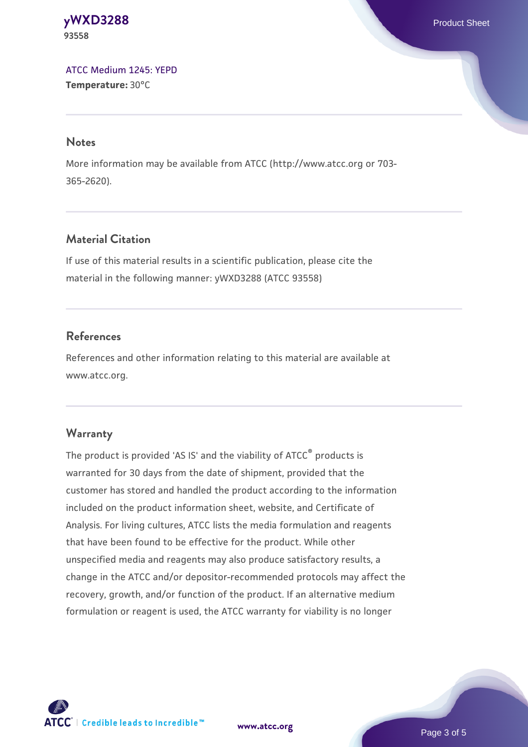ATCC Medium 1245: YEPD
**Temperature:** 30°C

## Notes

More information may be available from ATCC (http://www.atcc.org or 703-365-2620).

## Material Citation

If use of this material results in a scientific publication, please cite the material in the following manner: yWXD3288 (ATCC 93558)

## References

References and other information relating to this material are available at www.atcc.org.

## Warranty

The product is provided 'AS IS' and the viability of ATCC® products is warranted for 30 days from the date of shipment, provided that the customer has stored and handled the product according to the information included on the product information sheet, website, and Certificate of Analysis. For living cultures, ATCC lists the media formulation and reagents that have been found to be effective for the product. While other unspecified media and reagents may also produce satisfactory results, a change in the ATCC and/or depositor-recommended protocols may affect the recovery, growth, and/or function of the product. If an alternative medium formulation or reagent is used, the ATCC warranty for viability is no longer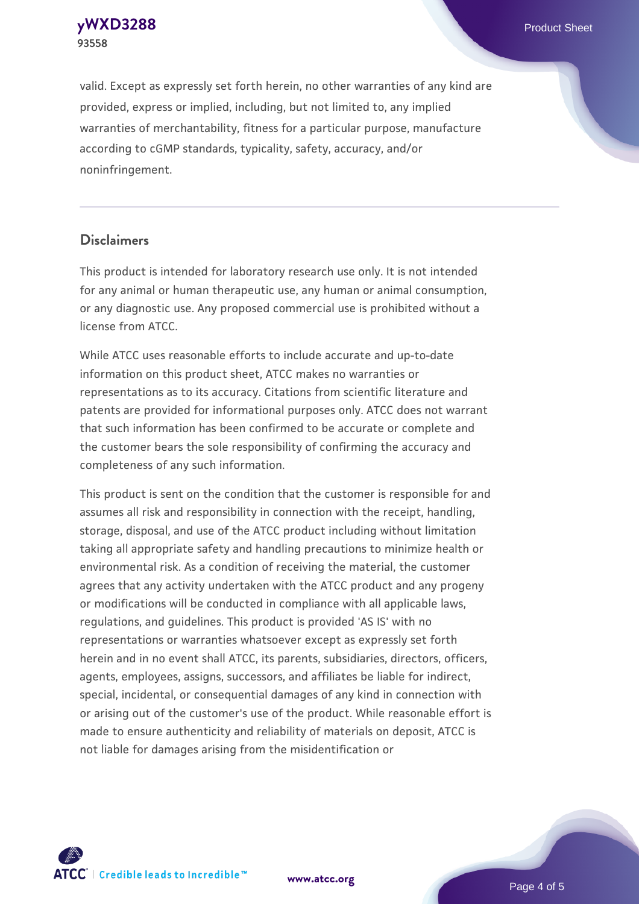valid. Except as expressly set forth herein, no other warranties of any kind are provided, express or implied, including, but not limited to, any implied warranties of merchantability, fitness for a particular purpose, manufacture according to cGMP standards, typicality, safety, accuracy, and/or noninfringement.

## Disclaimers

This product is intended for laboratory research use only. It is not intended for any animal or human therapeutic use, any human or animal consumption, or any diagnostic use. Any proposed commercial use is prohibited without a license from ATCC.

While ATCC uses reasonable efforts to include accurate and up-to-date information on this product sheet, ATCC makes no warranties or representations as to its accuracy. Citations from scientific literature and patents are provided for informational purposes only. ATCC does not warrant that such information has been confirmed to be accurate or complete and the customer bears the sole responsibility of confirming the accuracy and completeness of any such information.

This product is sent on the condition that the customer is responsible for and assumes all risk and responsibility in connection with the receipt, handling, storage, disposal, and use of the ATCC product including without limitation taking all appropriate safety and handling precautions to minimize health or environmental risk. As a condition of receiving the material, the customer agrees that any activity undertaken with the ATCC product and any progeny or modifications will be conducted in compliance with all applicable laws, regulations, and guidelines. This product is provided 'AS IS' with no representations or warranties whatsoever except as expressly set forth herein and in no event shall ATCC, its parents, subsidiaries, directors, officers, agents, employees, assigns, successors, and affiliates be liable for indirect, special, incidental, or consequential damages of any kind in connection with or arising out of the customer's use of the product. While reasonable effort is made to ensure authenticity and reliability of materials on deposit, ATCC is not liable for damages arising from the misidentification or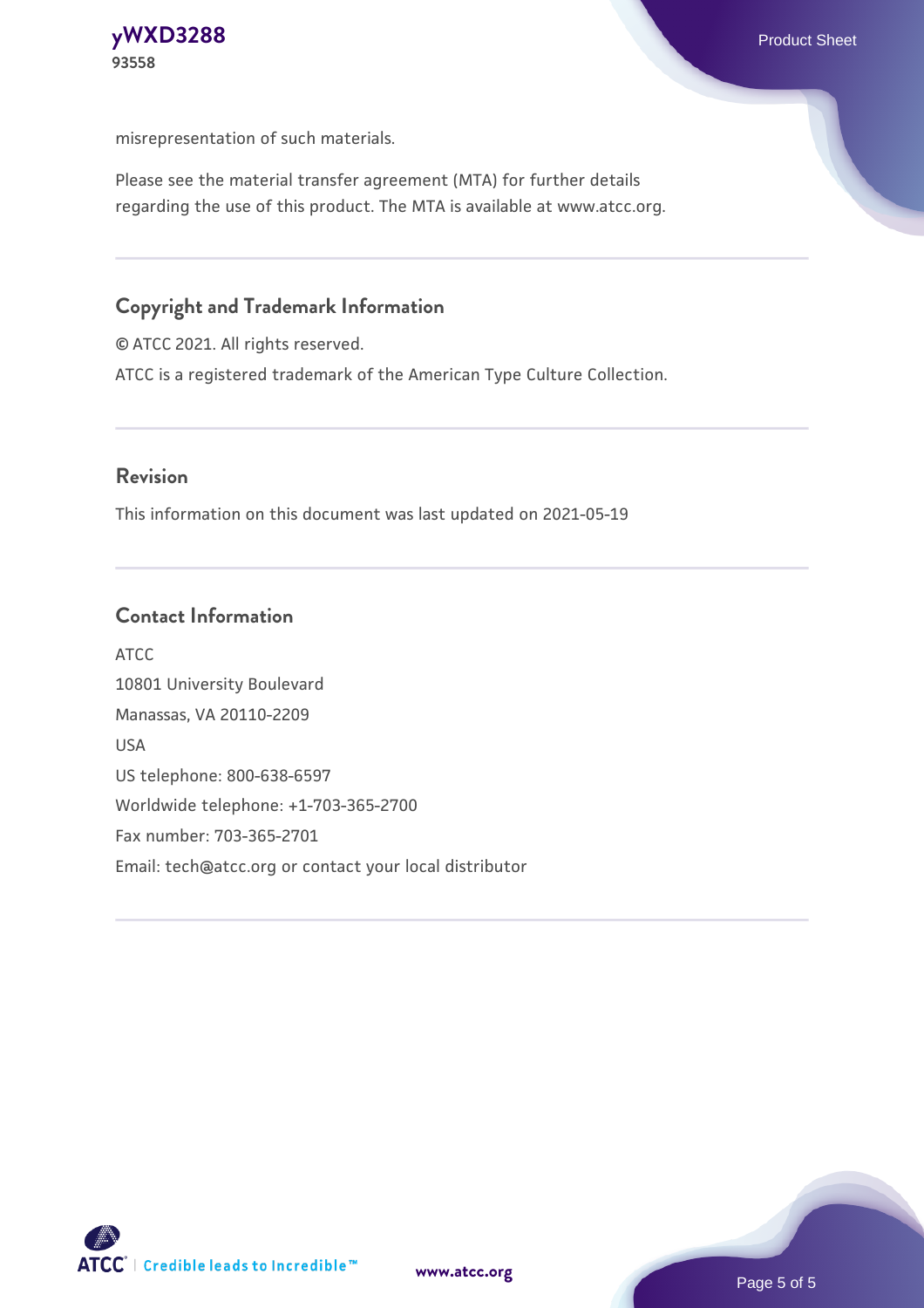misrepresentation of such materials.

Please see the material transfer agreement (MTA) for further details regarding the use of this product. The MTA is available at www.atcc.org.

## Copyright and Trademark Information

© ATCC 2021. All rights reserved.

ATCC is a registered trademark of the American Type Culture Collection.

## Revision

This information on this document was last updated on 2021-05-19

## Contact Information

ATCC
10801 University Boulevard
Manassas, VA 20110-2209
USA
US telephone: 800-638-6597
Worldwide telephone: +1-703-365-2700
Fax number: 703-365-2701
Email: tech@atcc.org or contact your local distributor